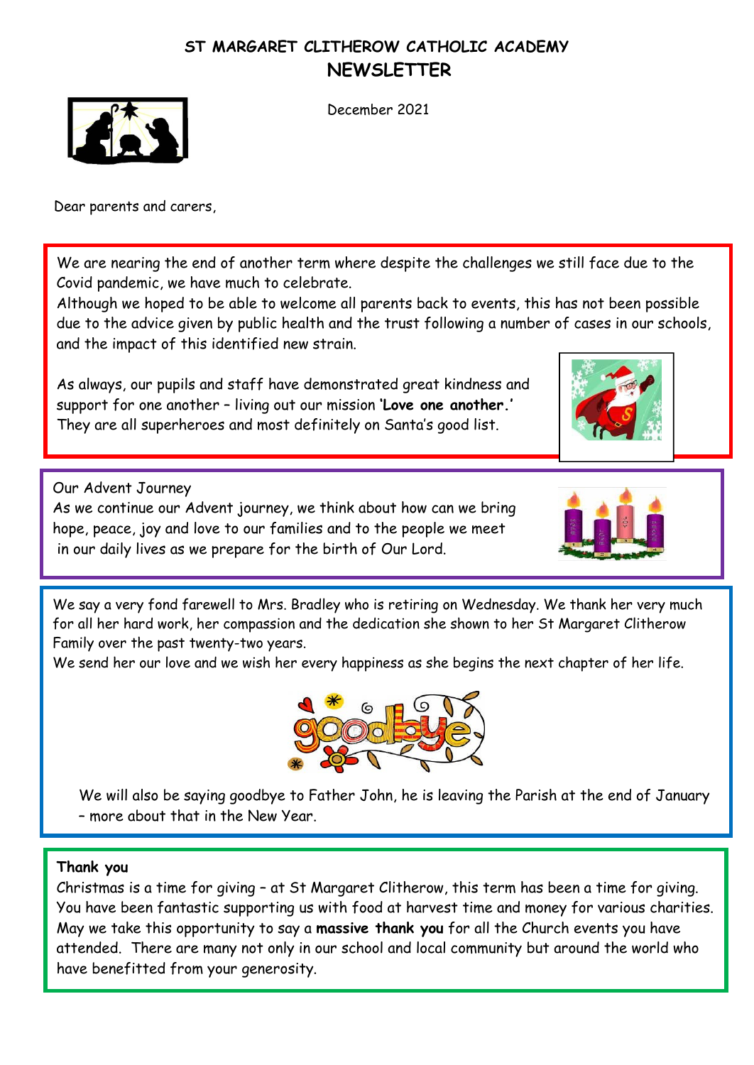# ST MARGARET CLITHEROW CATHOLIC ACADEMY

## NEWSLETTER

December 2021

Dear parents and carers,

We are nearing the end of another term where despite the challenges we still face due to the Covid pandemic, we have much to celebrate.
Although we hoped to be able to welcome all parents back to events, this has not been possible due to the advice given by public health and the trust following a number of cases in our schools, and the impact of this identified new strain.

As always, our pupils and staff have demonstrated great kindness and support for one another – living out our mission **'Love one another.'** They are all superheroes and most definitely on Santa's good list.

Our Advent Journey
As we continue our Advent journey, we think about how can we bring hope, peace, joy and love to our families and to the people we meet in our daily lives as we prepare for the birth of Our Lord.

We say a very fond farewell to Mrs. Bradley who is retiring on Wednesday. We thank her very much for all her hard work, her compassion and the dedication she shown to her St Margaret Clitherow Family over the past twenty-two years.
We send her our love and we wish her every happiness as she begins the next chapter of her life.

We will also be saying goodbye to Father John, he is leaving the Parish at the end of January – more about that in the New Year.

**Thank you**
Christmas is a time for giving – at St Margaret Clitherow, this term has been a time for giving. You have been fantastic supporting us with food at harvest time and money for various charities. May we take this opportunity to say a **massive thank you** for all the Church events you have attended. There are many not only in our school and local community but around the world who have benefitted from your generosity.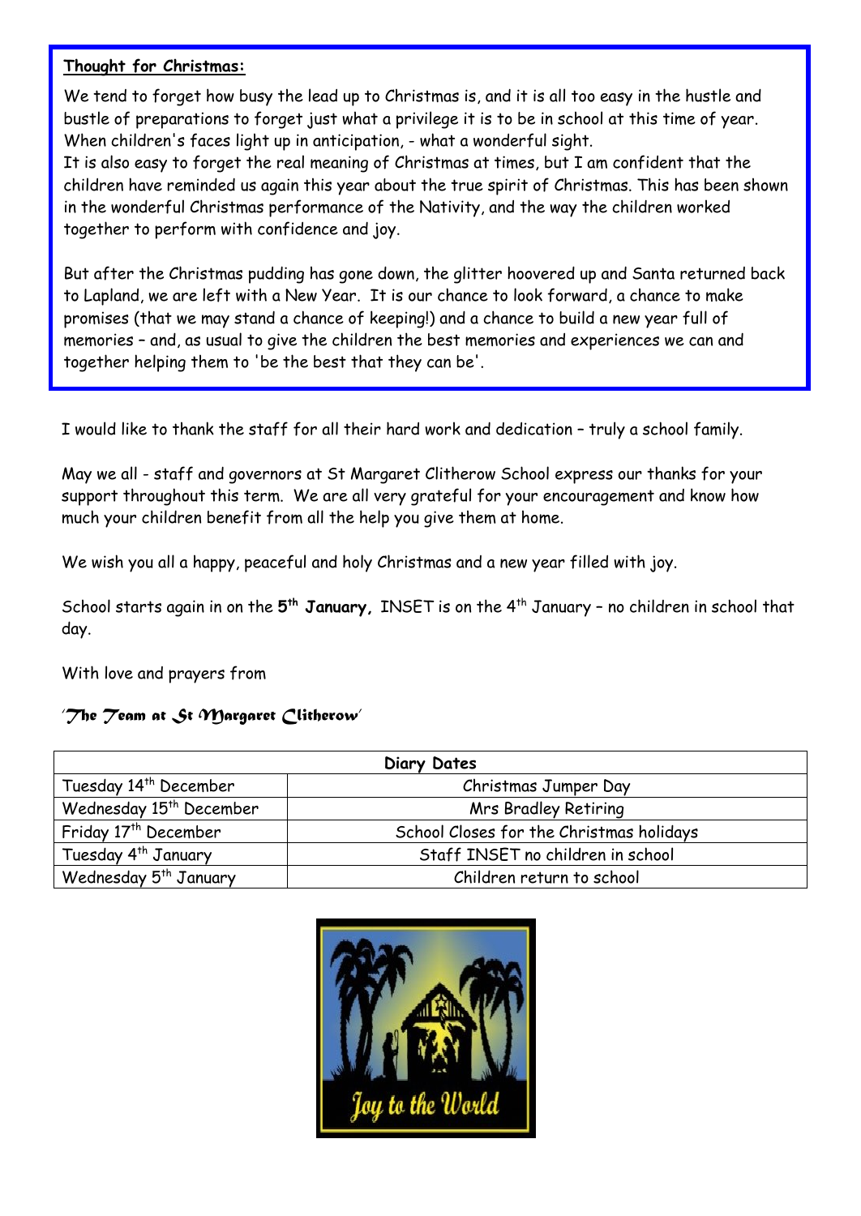**Thought for Christmas:**

We tend to forget how busy the lead up to Christmas is, and it is all too easy in the hustle and bustle of preparations to forget just what a privilege it is to be in school at this time of year. When children's faces light up in anticipation, - what a wonderful sight.
It is also easy to forget the real meaning of Christmas at times, but I am confident that the children have reminded us again this year about the true spirit of Christmas. This has been shown in the wonderful Christmas performance of the Nativity, and the way the children worked together to perform with confidence and joy.

But after the Christmas pudding has gone down, the glitter hoovered up and Santa returned back to Lapland, we are left with a New Year. It is our chance to look forward, a chance to make promises (that we may stand a chance of keeping!) and a chance to build a new year full of memories – and, as usual to give the children the best memories and experiences we can and together helping them to 'be the best that they can be'.

I would like to thank the staff for all their hard work and dedication – truly a school family.

May we all - staff and governors at St Margaret Clitherow School express our thanks for your support throughout this term. We are all very grateful for your encouragement and know how much your children benefit from all the help you give them at home.

We wish you all a happy, peaceful and holy Christmas and a new year filled with joy.

School starts again in on the **5th January,** INSET is on the 4th January – no children in school that day.

With love and prayers from

*'The Team at St Margaret Clitherow'*

| Diary Dates | |
|---|---|
| Tuesday 14th December | Christmas Jumper Day |
| Wednesday 15th December | Mrs Bradley Retiring |
| Friday 17th December | School Closes for the Christmas holidays |
| Tuesday 4th January | Staff INSET no children in school |
| Wednesday 5th January | Children return to school |